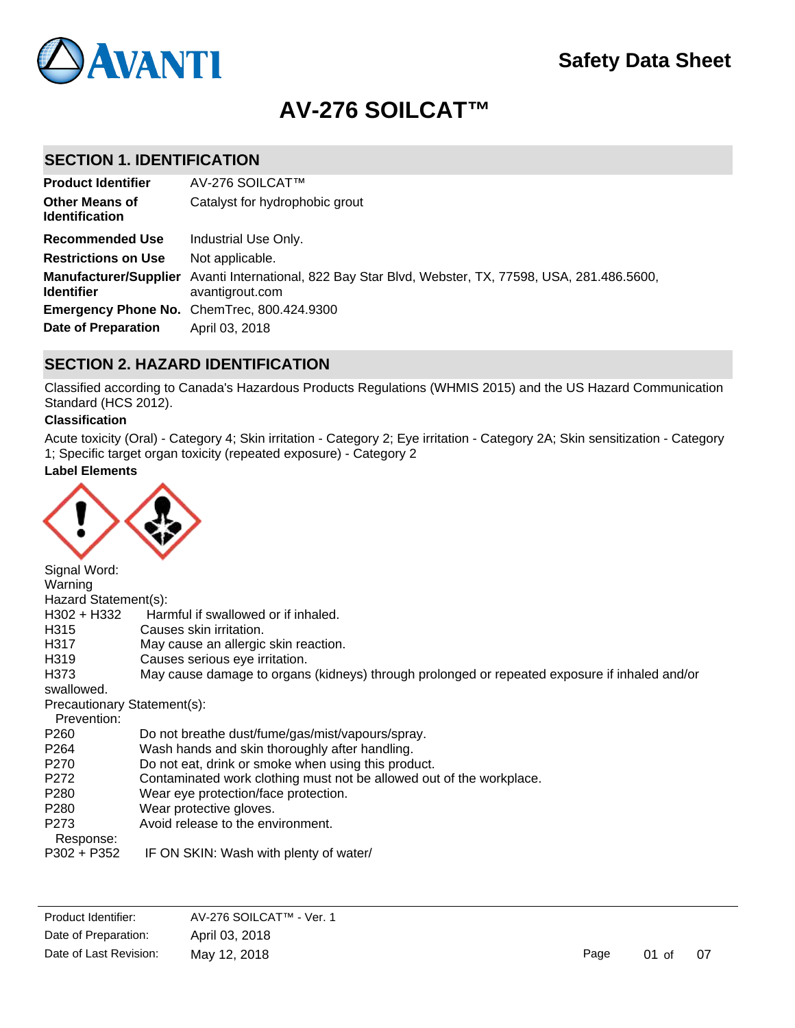# Safety Data Sheet

# AV-276 SOILCAT™

## SECTION 1. IDENTIFICATION

| | |
|---|---|
| **Product Identifier** | AV-276 SOILCAT™ |
| **Other Means of Identification** | Catalyst for hydrophobic grout |
| **Recommended Use** | Industrial Use Only. |
| **Restrictions on Use** | Not applicable. |
| **Manufacturer/Supplier Identifier** | Avanti International, 822 Bay Star Blvd, Webster, TX, 77598, USA, 281.486.5600, avantigrout.com |
| **Emergency Phone No.** | ChemTrec, 800.424.9300 |
| **Date of Preparation** | April 03, 2018 |

## SECTION 2. HAZARD IDENTIFICATION

Classified according to Canada's Hazardous Products Regulations (WHMIS 2015) and the US Hazard Communication Standard (HCS 2012).

**Classification**

Acute toxicity (Oral) - Category 4; Skin irritation - Category 2; Eye irritation - Category 2A; Skin sensitization - Category 1; Specific target organ toxicity (repeated exposure) - Category 2

**Label Elements**

Signal Word:
Warning

Hazard Statement(s):

H302 + H332 Harmful if swallowed or if inhaled.
H315 Causes skin irritation.
H317 May cause an allergic skin reaction.
H319 Causes serious eye irritation.
H373 May cause damage to organs (kidneys) through prolonged or repeated exposure if inhaled and/or swallowed.

Precautionary Statement(s):

Prevention:

P260 Do not breathe dust/fume/gas/mist/vapours/spray.
P264 Wash hands and skin thoroughly after handling.
P270 Do not eat, drink or smoke when using this product.
P272 Contaminated work clothing must not be allowed out of the workplace.
P280 Wear eye protection/face protection.
P280 Wear protective gloves.
P273 Avoid release to the environment.

Response:

P302 + P352 IF ON SKIN: Wash with plenty of water/

Product Identifier: AV-276 SOILCAT™ - Ver. 1
Date of Preparation: April 03, 2018
Date of Last Revision: May 12, 2018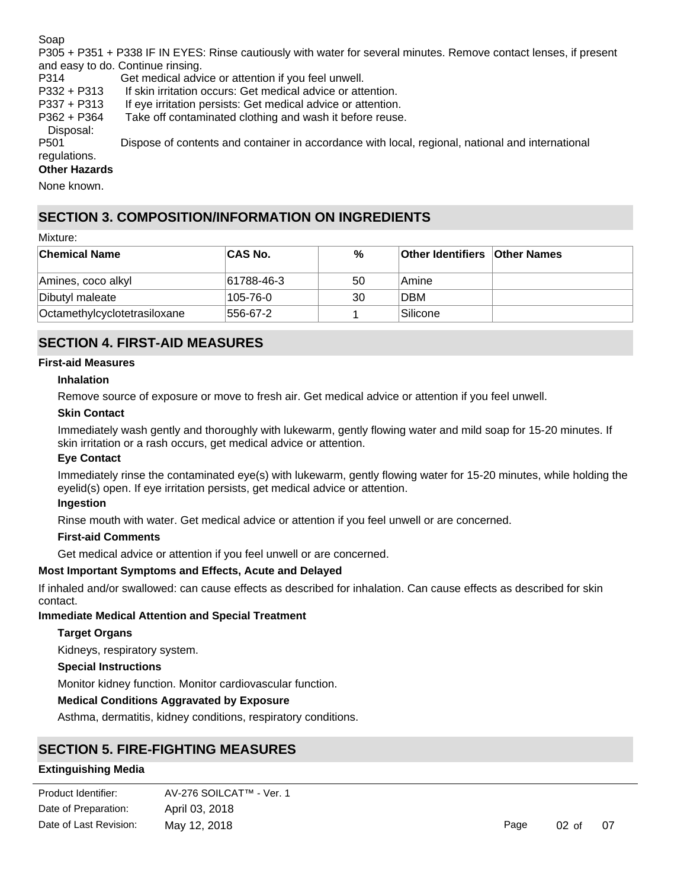Soap

P305 + P351 + P338 IF IN EYES: Rinse cautiously with water for several minutes. Remove contact lenses, if present and easy to do. Continue rinsing.

P314 Get medical advice or attention if you feel unwell.

P332 + P313 If skin irritation occurs: Get medical advice or attention.

P337 + P313 If eye irritation persists: Get medical advice or attention.

P362 + P364 Take off contaminated clothing and wash it before reuse.

Disposal:

P501 Dispose of contents and container in accordance with local, regional, national and international regulations.

**Other Hazards**

None known.

## SECTION 3. COMPOSITION/INFORMATION ON INGREDIENTS

Mixture:

| Chemical Name | CAS No. | % | Other Identifiers | Other Names |
|---|---|---|---|---|
| Amines, coco alkyl | 61788-46-3 | 50 | Amine | |
| Dibutyl maleate | 105-76-0 | 30 | DBM | |
| Octamethylcyclotetrasiloxane | 556-67-2 | 1 | Silicone | |

## SECTION 4. FIRST-AID MEASURES

**First-aid Measures**

**Inhalation**

Remove source of exposure or move to fresh air. Get medical advice or attention if you feel unwell.

**Skin Contact**

Immediately wash gently and thoroughly with lukewarm, gently flowing water and mild soap for 15-20 minutes. If skin irritation or a rash occurs, get medical advice or attention.

**Eye Contact**

Immediately rinse the contaminated eye(s) with lukewarm, gently flowing water for 15-20 minutes, while holding the eyelid(s) open. If eye irritation persists, get medical advice or attention.

**Ingestion**

Rinse mouth with water. Get medical advice or attention if you feel unwell or are concerned.

**First-aid Comments**

Get medical advice or attention if you feel unwell or are concerned.

**Most Important Symptoms and Effects, Acute and Delayed**

If inhaled and/or swallowed: can cause effects as described for inhalation. Can cause effects as described for skin contact.

**Immediate Medical Attention and Special Treatment**

**Target Organs**

Kidneys, respiratory system.

**Special Instructions**

Monitor kidney function. Monitor cardiovascular function.

**Medical Conditions Aggravated by Exposure**

Asthma, dermatitis, kidney conditions, respiratory conditions.

## SECTION 5. FIRE-FIGHTING MEASURES

**Extinguishing Media**

| | |
|---|---|
| Product Identifier: | AV-276 SOILCAT™ - Ver. 1 |
| Date of Preparation: | April 03, 2018 |
| Date of Last Revision: | May 12, 2018 |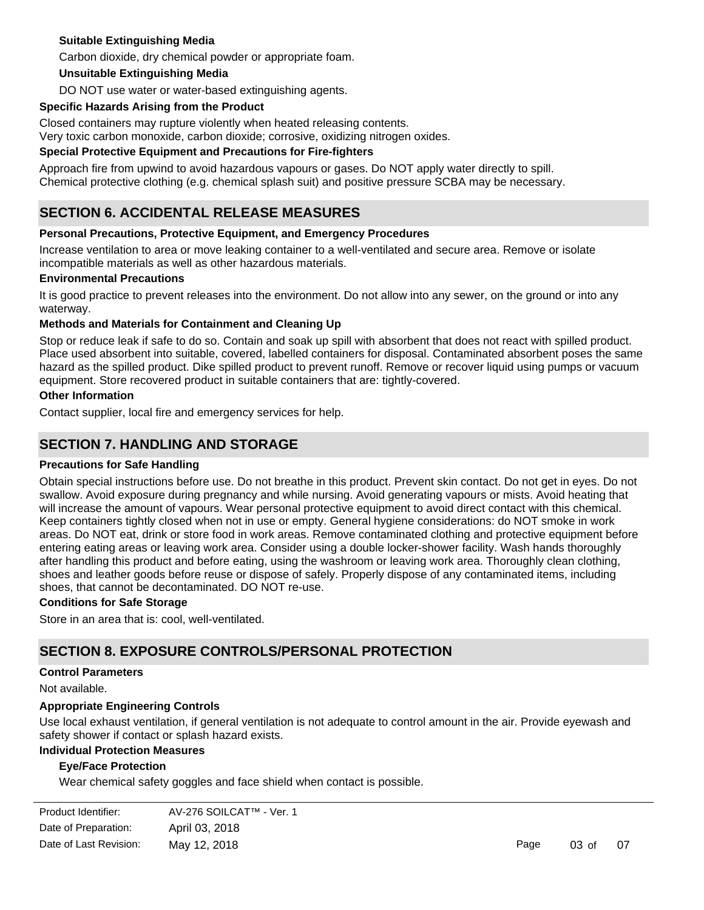#### Suitable Extinguishing Media

Carbon dioxide, dry chemical powder or appropriate foam.

#### Unsuitable Extinguishing Media

DO NOT use water or water-based extinguishing agents.

### Specific Hazards Arising from the Product

Closed containers may rupture violently when heated releasing contents.
Very toxic carbon monoxide, carbon dioxide; corrosive, oxidizing nitrogen oxides.

### Special Protective Equipment and Precautions for Fire-fighters

Approach fire from upwind to avoid hazardous vapours or gases. Do NOT apply water directly to spill.
Chemical protective clothing (e.g. chemical splash suit) and positive pressure SCBA may be necessary.

## SECTION 6. ACCIDENTAL RELEASE MEASURES

### Personal Precautions, Protective Equipment, and Emergency Procedures

Increase ventilation to area or move leaking container to a well-ventilated and secure area. Remove or isolate incompatible materials as well as other hazardous materials.

### Environmental Precautions

It is good practice to prevent releases into the environment. Do not allow into any sewer, on the ground or into any waterway.

### Methods and Materials for Containment and Cleaning Up

Stop or reduce leak if safe to do so. Contain and soak up spill with absorbent that does not react with spilled product. Place used absorbent into suitable, covered, labelled containers for disposal. Contaminated absorbent poses the same hazard as the spilled product. Dike spilled product to prevent runoff. Remove or recover liquid using pumps or vacuum equipment. Store recovered product in suitable containers that are: tightly-covered.

### Other Information

Contact supplier, local fire and emergency services for help.

## SECTION 7. HANDLING AND STORAGE

### Precautions for Safe Handling

Obtain special instructions before use. Do not breathe in this product. Prevent skin contact. Do not get in eyes. Do not swallow. Avoid exposure during pregnancy and while nursing. Avoid generating vapours or mists. Avoid heating that will increase the amount of vapours. Wear personal protective equipment to avoid direct contact with this chemical. Keep containers tightly closed when not in use or empty. General hygiene considerations: do NOT smoke in work areas. Do NOT eat, drink or store food in work areas. Remove contaminated clothing and protective equipment before entering eating areas or leaving work area. Consider using a double locker-shower facility. Wash hands thoroughly after handling this product and before eating, using the washroom or leaving work area. Thoroughly clean clothing, shoes and leather goods before reuse or dispose of safely. Properly dispose of any contaminated items, including shoes, that cannot be decontaminated. DO NOT re-use.

### Conditions for Safe Storage

Store in an area that is: cool, well-ventilated.

## SECTION 8. EXPOSURE CONTROLS/PERSONAL PROTECTION

### Control Parameters

Not available.

### Appropriate Engineering Controls

Use local exhaust ventilation, if general ventilation is not adequate to control amount in the air. Provide eyewash and safety shower if contact or splash hazard exists.

### Individual Protection Measures

#### Eye/Face Protection

Wear chemical safety goggles and face shield when contact is possible.

| | |
|---|---|
| Product Identifier: | AV-276 SOILCAT™ - Ver. 1 |
| Date of Preparation: | April 03, 2018 |
| Date of Last Revision: | May 12, 2018 |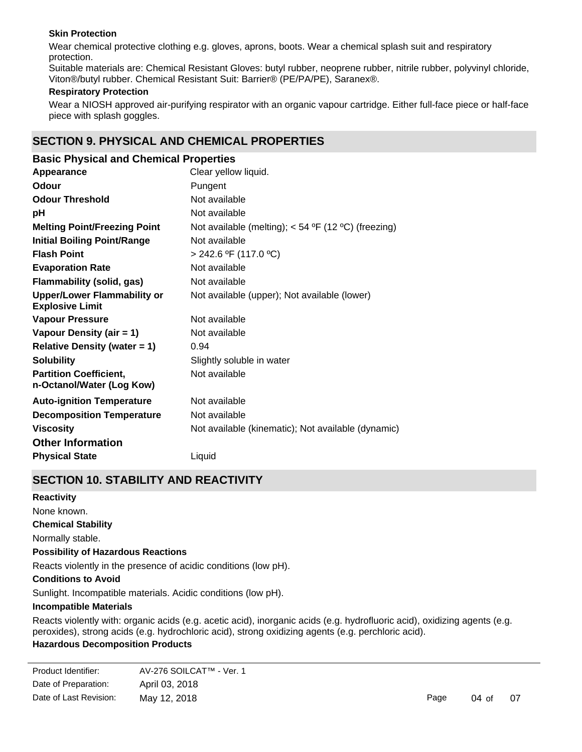**Skin Protection**

Wear chemical protective clothing e.g. gloves, aprons, boots. Wear a chemical splash suit and respiratory protection.
Suitable materials are: Chemical Resistant Gloves: butyl rubber, neoprene rubber, nitrile rubber, polyvinyl chloride, Viton®/butyl rubber. Chemical Resistant Suit: Barrier® (PE/PA/PE), Saranex®.

**Respiratory Protection**

Wear a NIOSH approved air-purifying respirator with an organic vapour cartridge. Either full-face piece or half-face piece with splash goggles.

## SECTION 9. PHYSICAL AND CHEMICAL PROPERTIES

### Basic Physical and Chemical Properties

| | |
|---|---|
| **Appearance** | Clear yellow liquid. |
| **Odour** | Pungent |
| **Odour Threshold** | Not available |
| **pH** | Not available |
| **Melting Point/Freezing Point** | Not available (melting); < 54 ºF (12 ºC) (freezing) |
| **Initial Boiling Point/Range** | Not available |
| **Flash Point** | > 242.6 ºF (117.0 ºC) |
| **Evaporation Rate** | Not available |
| **Flammability (solid, gas)** | Not available |
| **Upper/Lower Flammability or Explosive Limit** | Not available (upper); Not available (lower) |
| **Vapour Pressure** | Not available |
| **Vapour Density (air = 1)** | Not available |
| **Relative Density (water = 1)** | 0.94 |
| **Solubility** | Slightly soluble in water |
| **Partition Coefficient, n-Octanol/Water (Log Kow)** | Not available |
| **Auto-ignition Temperature** | Not available |
| **Decomposition Temperature** | Not available |
| **Viscosity** | Not available (kinematic); Not available (dynamic) |

### Other Information

| | |
|---|---|
| **Physical State** | Liquid |

## SECTION 10. STABILITY AND REACTIVITY

**Reactivity**

None known.

**Chemical Stability**

Normally stable.

**Possibility of Hazardous Reactions**

Reacts violently in the presence of acidic conditions (low pH).

**Conditions to Avoid**

Sunlight. Incompatible materials. Acidic conditions (low pH).

**Incompatible Materials**

Reacts violently with: organic acids (e.g. acetic acid), inorganic acids (e.g. hydrofluoric acid), oxidizing agents (e.g. peroxides), strong acids (e.g. hydrochloric acid), strong oxidizing agents (e.g. perchloric acid).

**Hazardous Decomposition Products**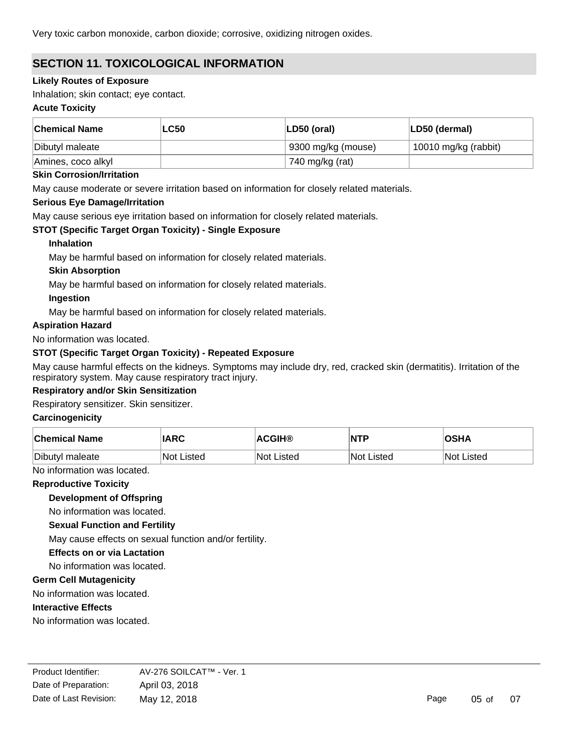Very toxic carbon monoxide, carbon dioxide; corrosive, oxidizing nitrogen oxides.

## SECTION 11. TOXICOLOGICAL INFORMATION

**Likely Routes of Exposure**

Inhalation; skin contact; eye contact.

**Acute Toxicity**

| Chemical Name | LC50 | LD50 (oral) | LD50 (dermal) |
|---|---|---|---|
| Dibutyl maleate | | 9300 mg/kg (mouse) | 10010 mg/kg (rabbit) |
| Amines, coco alkyl | | 740 mg/kg (rat) | |

**Skin Corrosion/Irritation**

May cause moderate or severe irritation based on information for closely related materials.

**Serious Eye Damage/Irritation**

May cause serious eye irritation based on information for closely related materials.

**STOT (Specific Target Organ Toxicity) - Single Exposure**

**Inhalation**

May be harmful based on information for closely related materials.

**Skin Absorption**

May be harmful based on information for closely related materials.

**Ingestion**

May be harmful based on information for closely related materials.

**Aspiration Hazard**

No information was located.

**STOT (Specific Target Organ Toxicity) - Repeated Exposure**

May cause harmful effects on the kidneys. Symptoms may include dry, red, cracked skin (dermatitis). Irritation of the respiratory system. May cause respiratory tract injury.

**Respiratory and/or Skin Sensitization**

Respiratory sensitizer. Skin sensitizer.

**Carcinogenicity**

| Chemical Name | IARC | ACGIH® | NTP | OSHA |
|---|---|---|---|---|
| Dibutyl maleate | Not Listed | Not Listed | Not Listed | Not Listed |

No information was located.

**Reproductive Toxicity**

**Development of Offspring**

No information was located.

**Sexual Function and Fertility**

May cause effects on sexual function and/or fertility.

**Effects on or via Lactation**

No information was located.

**Germ Cell Mutagenicity**

No information was located.

**Interactive Effects**

No information was located.

| | |
|---|---|
| Product Identifier: | AV-276 SOILCAT™ - Ver. 1 |
| Date of Preparation: | April 03, 2018 |
| Date of Last Revision: | May 12, 2018 |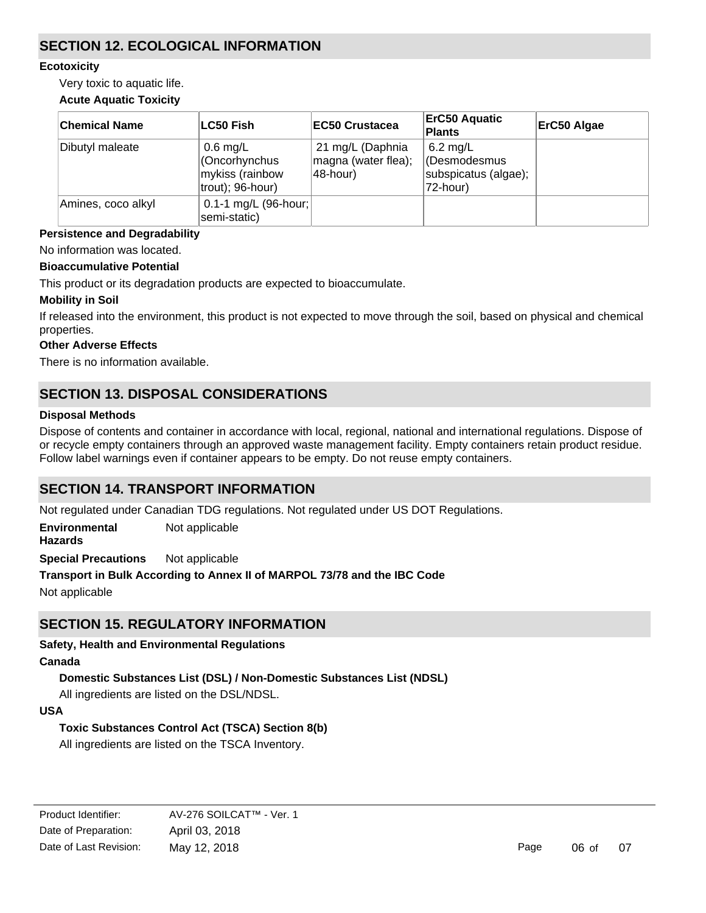## SECTION 12. ECOLOGICAL INFORMATION

**Ecotoxicity**

Very toxic to aquatic life.

**Acute Aquatic Toxicity**

| Chemical Name | LC50 Fish | EC50 Crustacea | ErC50 Aquatic Plants | ErC50 Algae |
|---|---|---|---|---|
| Dibutyl maleate | 0.6 mg/L (Oncorhynchus mykiss (rainbow trout); 96-hour) | 21 mg/L (Daphnia magna (water flea); 48-hour) | 6.2 mg/L (Desmodesmus subspicatus (algae); 72-hour) | |
| Amines, coco alkyl | 0.1-1 mg/L (96-hour; semi-static) | | | |

**Persistence and Degradability**

No information was located.

**Bioaccumulative Potential**

This product or its degradation products are expected to bioaccumulate.

**Mobility in Soil**

If released into the environment, this product is not expected to move through the soil, based on physical and chemical properties.

**Other Adverse Effects**

There is no information available.

## SECTION 13. DISPOSAL CONSIDERATIONS

**Disposal Methods**

Dispose of contents and container in accordance with local, regional, national and international regulations. Dispose of or recycle empty containers through an approved waste management facility. Empty containers retain product residue. Follow label warnings even if container appears to be empty. Do not reuse empty containers.

## SECTION 14. TRANSPORT INFORMATION

Not regulated under Canadian TDG regulations. Not regulated under US DOT Regulations.

**Environmental Hazards** Not applicable

**Special Precautions** Not applicable

**Transport in Bulk According to Annex II of MARPOL 73/78 and the IBC Code**

Not applicable

## SECTION 15. REGULATORY INFORMATION

**Safety, Health and Environmental Regulations**

**Canada**

**Domestic Substances List (DSL) / Non-Domestic Substances List (NDSL)**

All ingredients are listed on the DSL/NDSL.

**USA**

**Toxic Substances Control Act (TSCA) Section 8(b)**

All ingredients are listed on the TSCA Inventory.

Product Identifier: AV-276 SOILCAT™ - Ver. 1
Date of Preparation: April 03, 2018
Date of Last Revision: May 12, 2018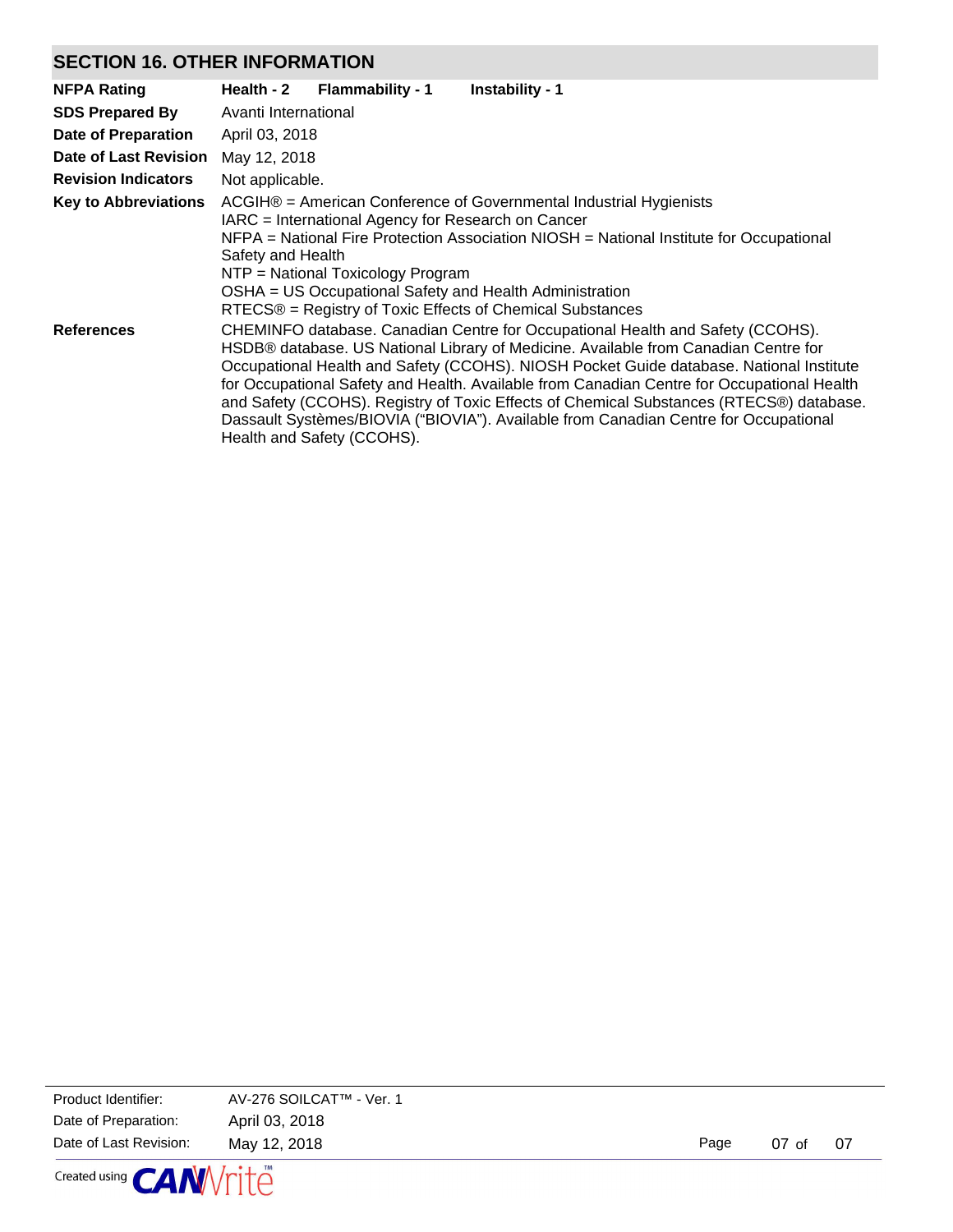## SECTION 16. OTHER INFORMATION

| | |
|---|---|
| **NFPA Rating** | **Health - 2** **Flammability - 1** **Instability - 1** |
| **SDS Prepared By** | Avanti International |
| **Date of Preparation** | April 03, 2018 |
| **Date of Last Revision** | May 12, 2018 |
| **Revision Indicators** | Not applicable. |
| **Key to Abbreviations** | ACGIH® = American Conference of Governmental Industrial Hygienists<br>IARC = International Agency for Research on Cancer<br>NFPA = National Fire Protection Association NIOSH = National Institute for Occupational Safety and Health<br>NTP = National Toxicology Program<br>OSHA = US Occupational Safety and Health Administration<br>RTECS® = Registry of Toxic Effects of Chemical Substances |
| **References** | CHEMINFO database. Canadian Centre for Occupational Health and Safety (CCOHS). HSDB® database. US National Library of Medicine. Available from Canadian Centre for Occupational Health and Safety (CCOHS). NIOSH Pocket Guide database. National Institute for Occupational Safety and Health. Available from Canadian Centre for Occupational Health and Safety (CCOHS). Registry of Toxic Effects of Chemical Substances (RTECS®) database. Dassault Systèmes/BIOVIA ("BIOVIA"). Available from Canadian Centre for Occupational Health and Safety (CCOHS). |